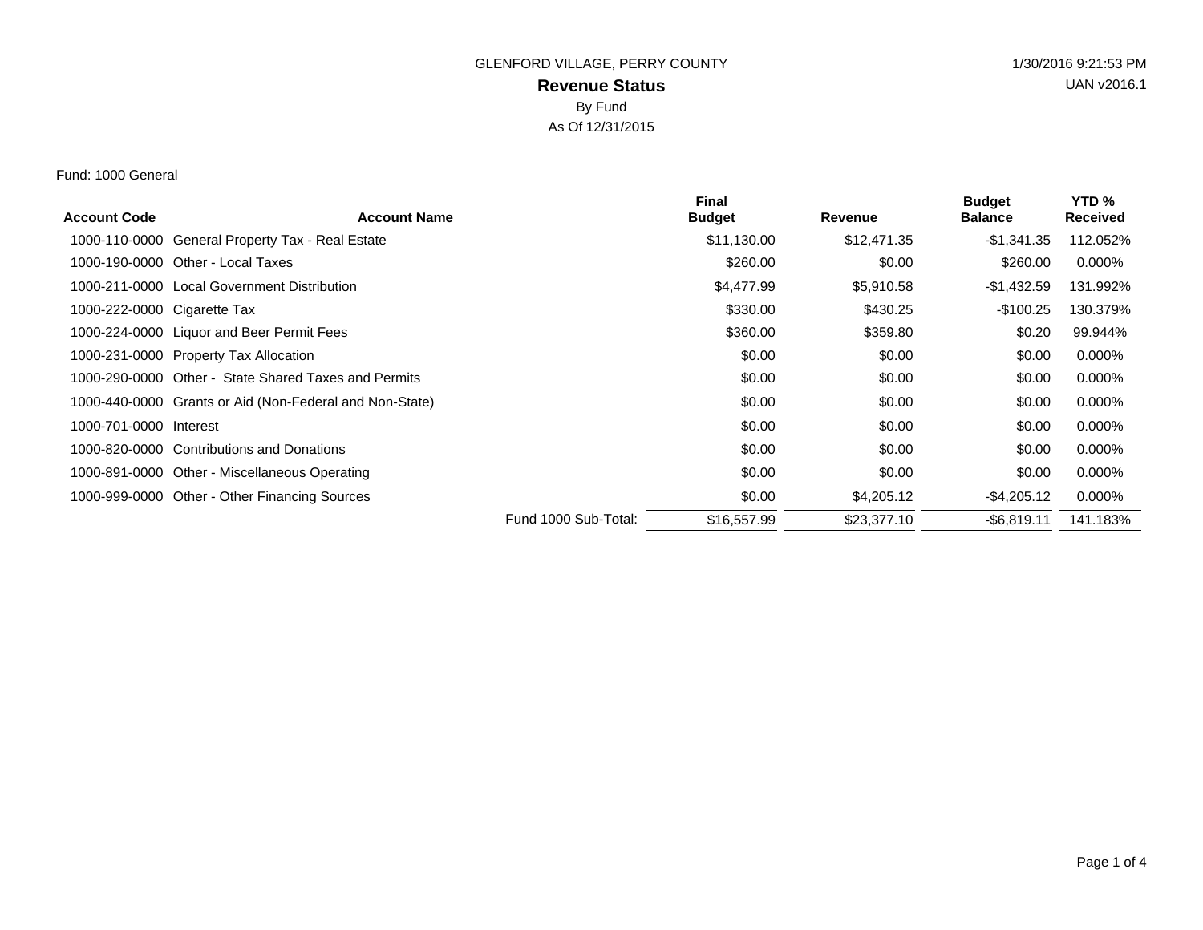GLENFORD VILLAGE, PERRY COUNTY

# Revenue Status

By Fund

As Of 12/31/2015

1/30/2016 9:21:53 PM

UAN v2016.1

Fund: 1000 General

| Account Code | Account Name | Final Budget | Revenue | Budget Balance | YTD % Received |
|---|---|---|---|---|---|
| 1000-110-0000 | General Property Tax - Real Estate | $11,130.00 | $12,471.35 | -$1,341.35 | 112.052% |
| 1000-190-0000 | Other - Local Taxes | $260.00 | $0.00 | $260.00 | 0.000% |
| 1000-211-0000 | Local Government Distribution | $4,477.99 | $5,910.58 | -$1,432.59 | 131.992% |
| 1000-222-0000 | Cigarette Tax | $330.00 | $430.25 | -$100.25 | 130.379% |
| 1000-224-0000 | Liquor and Beer Permit Fees | $360.00 | $359.80 | $0.20 | 99.944% |
| 1000-231-0000 | Property Tax Allocation | $0.00 | $0.00 | $0.00 | 0.000% |
| 1000-290-0000 | Other - State Shared Taxes and Permits | $0.00 | $0.00 | $0.00 | 0.000% |
| 1000-440-0000 | Grants or Aid (Non-Federal and Non-State) | $0.00 | $0.00 | $0.00 | 0.000% |
| 1000-701-0000 | Interest | $0.00 | $0.00 | $0.00 | 0.000% |
| 1000-820-0000 | Contributions and Donations | $0.00 | $0.00 | $0.00 | 0.000% |
| 1000-891-0000 | Other - Miscellaneous Operating | $0.00 | $0.00 | $0.00 | 0.000% |
| 1000-999-0000 | Other - Other Financing Sources | $0.00 | $4,205.12 | -$4,205.12 | 0.000% |
| | Fund 1000 Sub-Total: | $16,557.99 | $23,377.10 | -$6,819.11 | 141.183% |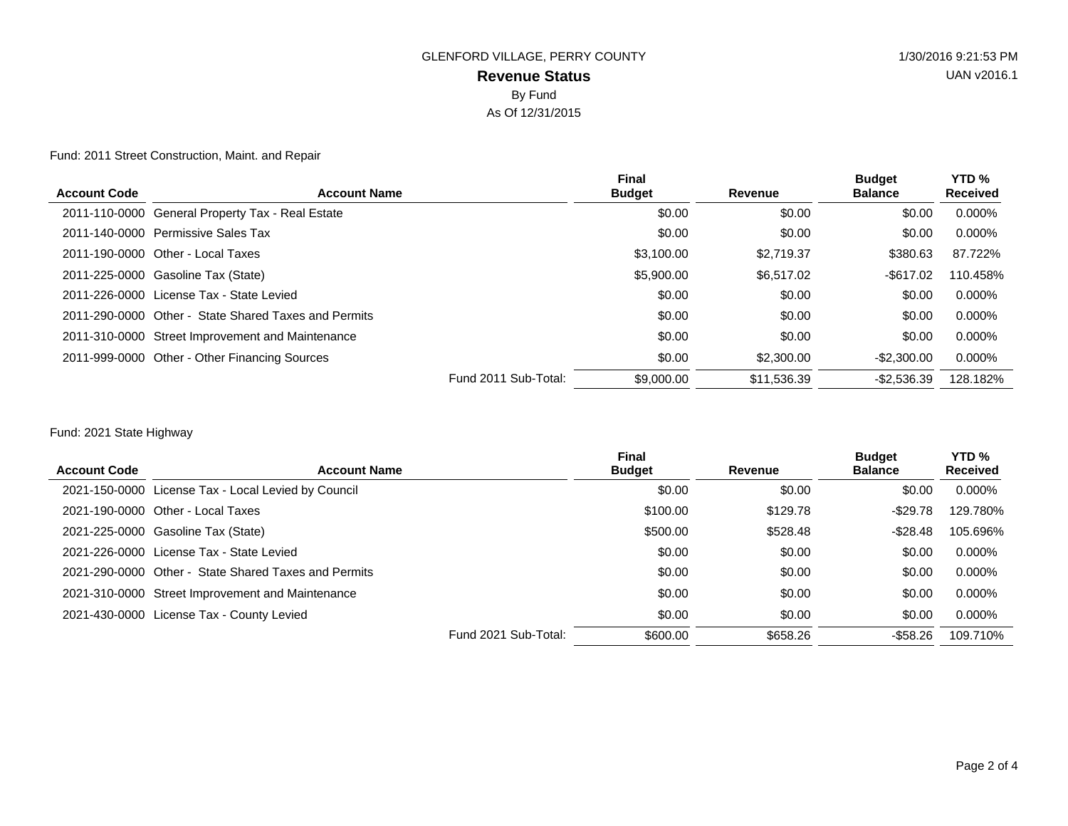GLENFORD VILLAGE, PERRY COUNTY

**Revenue Status**

By Fund

As Of 12/31/2015

1/30/2016 9:21:53 PM

UAN v2016.1

Fund: 2011 Street Construction, Maint. and Repair

| Account Code | Account Name | Final Budget | Revenue | Budget Balance | YTD % Received |
|---|---|---|---|---|---|
| 2011-110-0000 | General Property Tax - Real Estate | $0.00 | $0.00 | $0.00 | 0.000% |
| 2011-140-0000 | Permissive Sales Tax | $0.00 | $0.00 | $0.00 | 0.000% |
| 2011-190-0000 | Other - Local Taxes | $3,100.00 | $2,719.37 | $380.63 | 87.722% |
| 2011-225-0000 | Gasoline Tax (State) | $5,900.00 | $6,517.02 | -$617.02 | 110.458% |
| 2011-226-0000 | License Tax - State Levied | $0.00 | $0.00 | $0.00 | 0.000% |
| 2011-290-0000 | Other - State Shared Taxes and Permits | $0.00 | $0.00 | $0.00 | 0.000% |
| 2011-310-0000 | Street Improvement and Maintenance | $0.00 | $0.00 | $0.00 | 0.000% |
| 2011-999-0000 | Other - Other Financing Sources | $0.00 | $2,300.00 | -$2,300.00 | 0.000% |
| | Fund 2011 Sub-Total: | $9,000.00 | $11,536.39 | -$2,536.39 | 128.182% |

Fund: 2021 State Highway

| Account Code | Account Name | Final Budget | Revenue | Budget Balance | YTD % Received |
|---|---|---|---|---|---|
| 2021-150-0000 | License Tax - Local Levied by Council | $0.00 | $0.00 | $0.00 | 0.000% |
| 2021-190-0000 | Other - Local Taxes | $100.00 | $129.78 | -$29.78 | 129.780% |
| 2021-225-0000 | Gasoline Tax (State) | $500.00 | $528.48 | -$28.48 | 105.696% |
| 2021-226-0000 | License Tax - State Levied | $0.00 | $0.00 | $0.00 | 0.000% |
| 2021-290-0000 | Other - State Shared Taxes and Permits | $0.00 | $0.00 | $0.00 | 0.000% |
| 2021-310-0000 | Street Improvement and Maintenance | $0.00 | $0.00 | $0.00 | 0.000% |
| 2021-430-0000 | License Tax - County Levied | $0.00 | $0.00 | $0.00 | 0.000% |
| | Fund 2021 Sub-Total: | $600.00 | $658.26 | -$58.26 | 109.710% |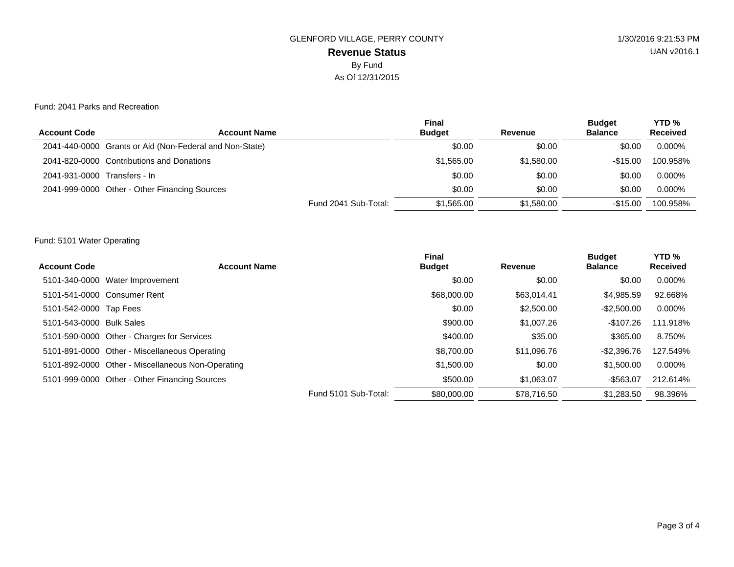GLENFORD VILLAGE, PERRY COUNTY

1/30/2016 9:21:53 PM

UAN v2016.1

# Revenue Status

By Fund

As Of 12/31/2015

Fund: 2041 Parks and Recreation

| Account Code | Account Name | Final Budget | Revenue | Budget Balance | YTD % Received |
|---|---|---|---|---|---|
| 2041-440-0000 | Grants or Aid (Non-Federal and Non-State) | $0.00 | $0.00 | $0.00 | 0.000% |
| 2041-820-0000 | Contributions and Donations | $1,565.00 | $1,580.00 | -$15.00 | 100.958% |
| 2041-931-0000 | Transfers - In | $0.00 | $0.00 | $0.00 | 0.000% |
| 2041-999-0000 | Other - Other Financing Sources | $0.00 | $0.00 | $0.00 | 0.000% |
| | Fund 2041 Sub-Total: | $1,565.00 | $1,580.00 | -$15.00 | 100.958% |

Fund: 5101 Water Operating

| Account Code | Account Name | Final Budget | Revenue | Budget Balance | YTD % Received |
|---|---|---|---|---|---|
| 5101-340-0000 | Water Improvement | $0.00 | $0.00 | $0.00 | 0.000% |
| 5101-541-0000 | Consumer Rent | $68,000.00 | $63,014.41 | $4,985.59 | 92.668% |
| 5101-542-0000 | Tap Fees | $0.00 | $2,500.00 | -$2,500.00 | 0.000% |
| 5101-543-0000 | Bulk Sales | $900.00 | $1,007.26 | -$107.26 | 111.918% |
| 5101-590-0000 | Other - Charges for Services | $400.00 | $35.00 | $365.00 | 8.750% |
| 5101-891-0000 | Other - Miscellaneous Operating | $8,700.00 | $11,096.76 | -$2,396.76 | 127.549% |
| 5101-892-0000 | Other - Miscellaneous Non-Operating | $1,500.00 | $0.00 | $1,500.00 | 0.000% |
| 5101-999-0000 | Other - Other Financing Sources | $500.00 | $1,063.07 | -$563.07 | 212.614% |
| | Fund 5101 Sub-Total: | $80,000.00 | $78,716.50 | $1,283.50 | 98.396% |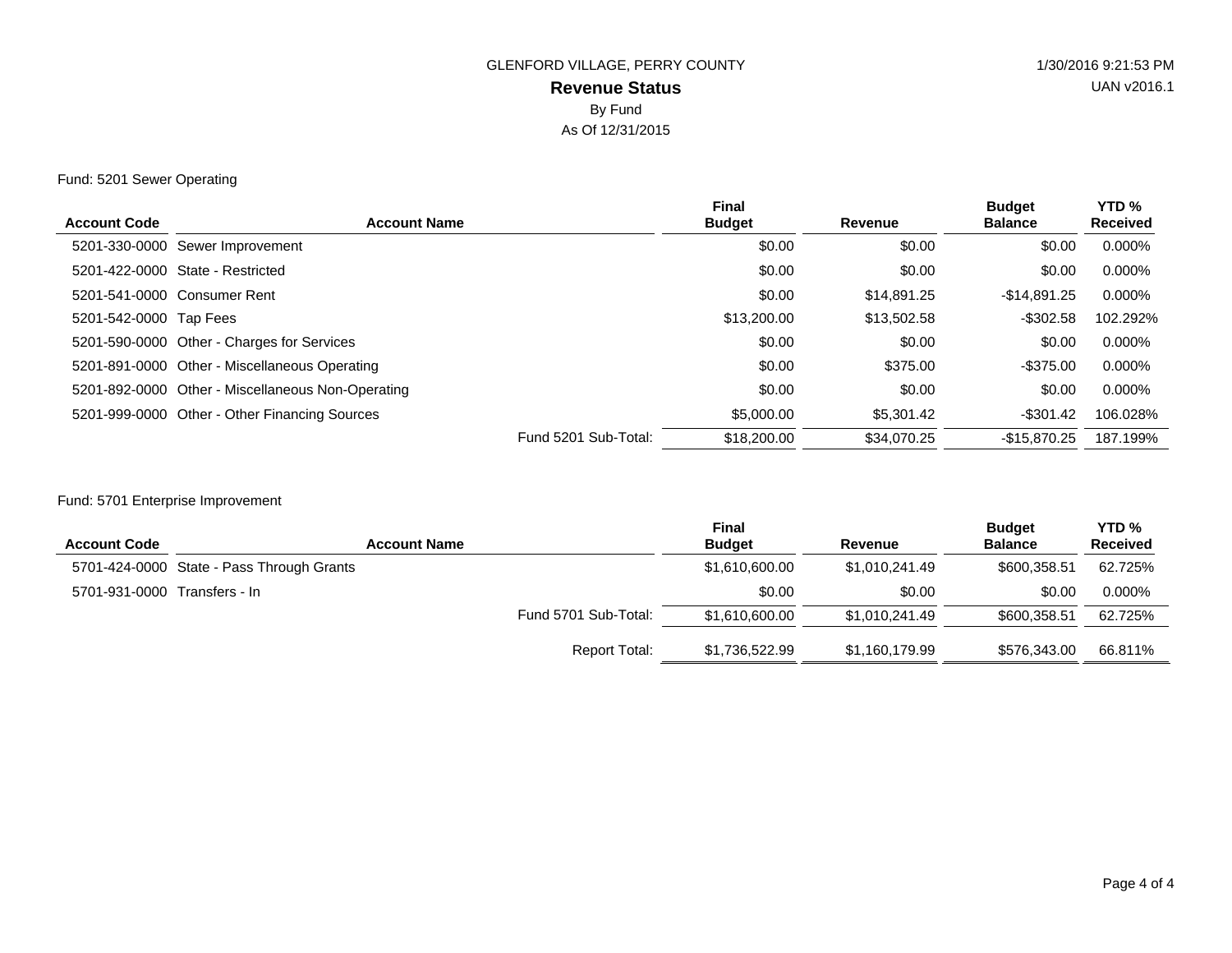GLENFORD VILLAGE, PERRY COUNTY

# Revenue Status

By Fund

As Of 12/31/2015

1/30/2016 9:21:53 PM

UAN v2016.1

Fund: 5201 Sewer Operating

| Account Code | Account Name | Final Budget | Revenue | Budget Balance | YTD % Received |
|---|---|---|---|---|---|
| 5201-330-0000 | Sewer Improvement | $0.00 | $0.00 | $0.00 | 0.000% |
| 5201-422-0000 | State - Restricted | $0.00 | $0.00 | $0.00 | 0.000% |
| 5201-541-0000 | Consumer Rent | $0.00 | $14,891.25 | -$14,891.25 | 0.000% |
| 5201-542-0000 | Tap Fees | $13,200.00 | $13,502.58 | -$302.58 | 102.292% |
| 5201-590-0000 | Other - Charges for Services | $0.00 | $0.00 | $0.00 | 0.000% |
| 5201-891-0000 | Other - Miscellaneous Operating | $0.00 | $375.00 | -$375.00 | 0.000% |
| 5201-892-0000 | Other - Miscellaneous Non-Operating | $0.00 | $0.00 | $0.00 | 0.000% |
| 5201-999-0000 | Other - Other Financing Sources | $5,000.00 | $5,301.42 | -$301.42 | 106.028% |
| | Fund 5201 Sub-Total: | $18,200.00 | $34,070.25 | -$15,870.25 | 187.199% |

Fund: 5701 Enterprise Improvement

| Account Code | Account Name | Final Budget | Revenue | Budget Balance | YTD % Received |
|---|---|---|---|---|---|
| 5701-424-0000 | State - Pass Through Grants | $1,610,600.00 | $1,010,241.49 | $600,358.51 | 62.725% |
| 5701-931-0000 | Transfers - In | $0.00 | $0.00 | $0.00 | 0.000% |
| | Fund 5701 Sub-Total: | $1,610,600.00 | $1,010,241.49 | $600,358.51 | 62.725% |
| | Report Total: | $1,736,522.99 | $1,160,179.99 | $576,343.00 | 66.811% |